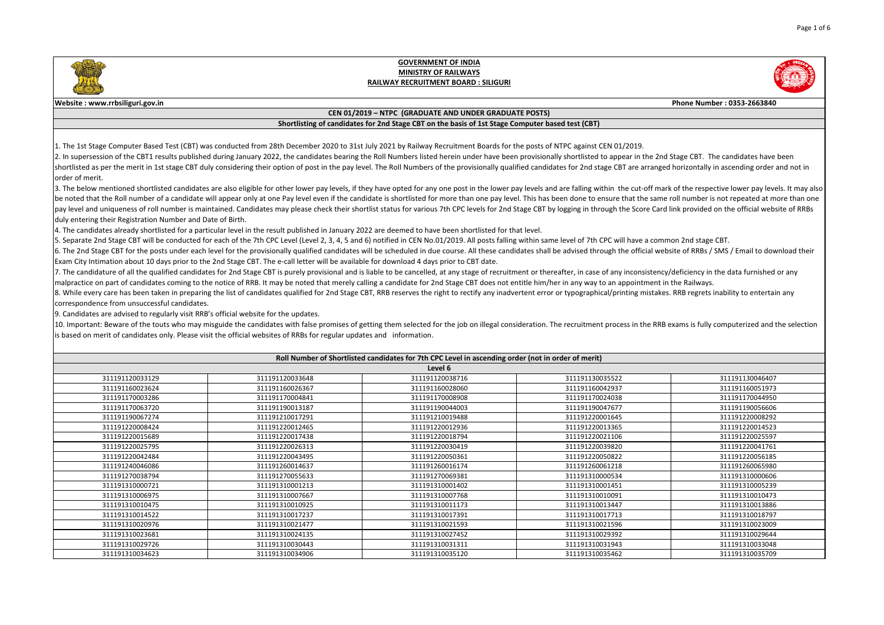# GOVERNMENT OF INDIA
## MINISTRY OF RAILWAYS
## RAILWAY RECRUITMENT BOARD : SILIGURI

**Website : www.rrbsiliguri.gov.in** **Phone Number : 0353-2663840**

**CEN 01/2019 – NTPC (GRADUATE AND UNDER GRADUATE POSTS)**

**Shortlisting of candidates for 2nd Stage CBT on the basis of 1st Stage Computer based test (CBT)**

1. The 1st Stage Computer Based Test (CBT) was conducted from 28th December 2020 to 31st July 2021 by Railway Recruitment Boards for the posts of NTPC against CEN 01/2019.
2. In supersession of the CBT1 results published during January 2022, the candidates bearing the Roll Numbers listed herein under have been provisionally shortlisted to appear in the 2nd Stage CBT. The candidates have been shortlisted as per the merit in 1st stage CBT duly considering their option of post in the pay level. The Roll Numbers of the provisionally qualified candidates for 2nd stage CBT are arranged horizontally in ascending order and not in order of merit.
3. The below mentioned shortlisted candidates are also eligible for other lower pay levels, if they have opted for any one post in the lower pay levels and are falling within the cut-off mark of the respective lower pay levels. It may also be noted that the Roll number of a candidate will appear only at one Pay level even if the candidate is shortlisted for more than one pay level. This has been done to ensure that the same roll number is not repeated at more than one pay level and uniqueness of roll number is maintained. Candidates may please check their shortlist status for various 7th CPC levels for 2nd Stage CBT by logging in through the Score Card link provided on the official website of RRBs duly entering their Registration Number and Date of Birth.
4. The candidates already shortlisted for a particular level in the result published in January 2022 are deemed to have been shortlisted for that level.
5. Separate 2nd Stage CBT will be conducted for each of the 7th CPC Level (Level 2, 3, 4, 5 and 6) notified in CEN No.01/2019. All posts falling within same level of 7th CPC will have a common 2nd stage CBT.
6. The 2nd Stage CBT for the posts under each level for the provisionally qualified candidates will be scheduled in due course. All these candidates shall be advised through the official website of RRBs / SMS / Email to download their Exam City Intimation about 10 days prior to the 2nd Stage CBT. The e-call letter will be available for download 4 days prior to CBT date.
7. The candidature of all the qualified candidates for 2nd Stage CBT is purely provisional and is liable to be cancelled, at any stage of recruitment or thereafter, in case of any inconsistency/deficiency in the data furnished or any malpractice on part of candidates coming to the notice of RRB. It may be noted that merely calling a candidate for 2nd Stage CBT does not entitle him/her in any way to an appointment in the Railways.
8. While every care has been taken in preparing the list of candidates qualified for 2nd Stage CBT, RRB reserves the right to rectify any inadvertent error or typographical/printing mistakes. RRB regrets inability to entertain any correspondence from unsuccessful candidates.
9. Candidates are advised to regularly visit RRB's official website for the updates.
10. Important: Beware of the touts who may misguide the candidates with false promises of getting them selected for the job on illegal consideration. The recruitment process in the RRB exams is fully computerized and the selection is based on merit of candidates only. Please visit the official websites of RRBs for regular updates and information.

**Roll Number of Shortlisted candidates for 7th CPC Level in ascending order (not in order of merit)**

**Level 6**

| | | | | |
|---|---|---|---|---|
| 311191120033129 | 311191120033648 | 311191120038716 | 311191130035522 | 311191130046407 |
| 311191160023624 | 311191160026367 | 311191160028060 | 311191160042937 | 311191160051973 |
| 311191170003286 | 311191170004841 | 311191170008908 | 311191170024038 | 311191170044950 |
| 311191170063720 | 311191190013187 | 311191190044003 | 311191190047677 | 311191190056606 |
| 311191190067274 | 311191210017291 | 311191210019488 | 311191220001645 | 311191220008292 |
| 311191220008424 | 311191220012465 | 311191220012936 | 311191220013365 | 311191220014523 |
| 311191220015689 | 311191220017438 | 311191220018794 | 311191220021106 | 311191220025597 |
| 311191220025795 | 311191220026313 | 311191220030419 | 311191220039820 | 311191220041761 |
| 311191220042484 | 311191220043495 | 311191220050361 | 311191220050822 | 311191220056185 |
| 311191240046086 | 311191260014637 | 311191260016174 | 311191260061218 | 311191260065980 |
| 311191270038794 | 311191270055633 | 311191270069381 | 311191310000534 | 311191310000606 |
| 311191310000721 | 311191310001213 | 311191310001402 | 311191310001451 | 311191310005239 |
| 311191310006975 | 311191310007667 | 311191310007768 | 311191310010091 | 311191310010473 |
| 311191310010475 | 311191310010925 | 311191310011173 | 311191310013447 | 311191310013886 |
| 311191310014522 | 311191310017237 | 311191310017391 | 311191310017713 | 311191310018797 |
| 311191310020976 | 311191310021477 | 311191310021593 | 311191310021596 | 311191310023009 |
| 311191310023681 | 311191310024135 | 311191310027452 | 311191310029392 | 311191310029644 |
| 311191310029726 | 311191310030443 | 311191310031311 | 311191310031943 | 311191310033048 |
| 311191310034623 | 311191310034906 | 311191310035120 | 311191310035462 | 311191310035709 |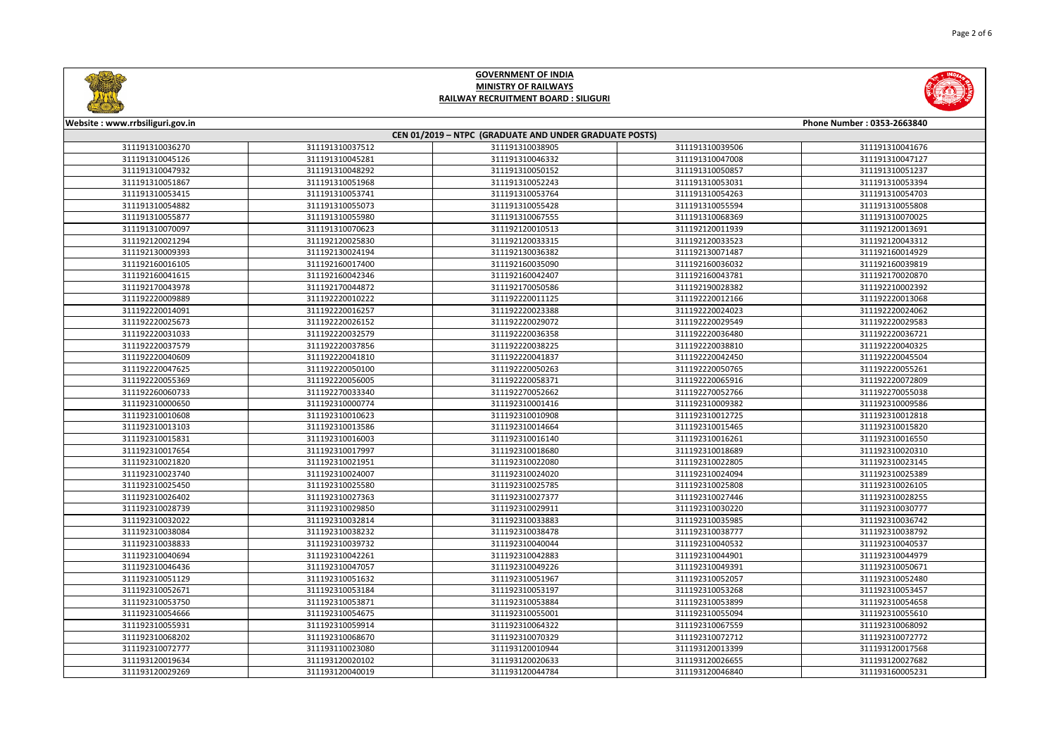# GOVERNMENT OF INDIA
## MINISTRY OF RAILWAYS
## RAILWAY RECRUITMENT BOARD : SILIGURI

Website : www.rrbsiliguri.gov.in | Phone Number : 0353-2663840

### CEN 01/2019 – NTPC (GRADUATE AND UNDER GRADUATE POSTS)

| | | | | |
|---|---|---|---|---|
| 311191310036270 | 311191310037512 | 311191310038905 | 311191310039506 | 311191310041676 |
| 311191310045126 | 311191310045281 | 311191310046332 | 311191310047008 | 311191310047127 |
| 311191310047932 | 311191310048292 | 311191310050152 | 311191310050857 | 311191310051237 |
| 311191310051867 | 311191310051968 | 311191310052243 | 311191310053031 | 311191310053394 |
| 311191310053415 | 311191310053741 | 311191310053764 | 311191310054263 | 311191310054703 |
| 311191310054882 | 311191310055073 | 311191310055428 | 311191310055594 | 311191310055808 |
| 311191310055877 | 311191310055980 | 311191310067555 | 311191310068369 | 311191310070025 |
| 311191310070097 | 311191310070623 | 311192120010513 | 311192120011939 | 311192120013691 |
| 311192120021294 | 311192120025830 | 311192120033315 | 311192120033523 | 311192120043312 |
| 311192130009393 | 311192130024194 | 311192130036382 | 311192130071487 | 311192160014929 |
| 311192160016105 | 311192160017400 | 311192160035090 | 311192160036032 | 311192160039819 |
| 311192160041615 | 311192160042346 | 311192160042407 | 311192160043781 | 311192170020870 |
| 311192170043978 | 311192170044872 | 311192170050586 | 311192190028382 | 311192210002392 |
| 311192220009889 | 311192220010222 | 311192220011125 | 311192220012166 | 311192220013068 |
| 311192220014091 | 311192220016257 | 311192220023388 | 311192220024023 | 311192220024062 |
| 311192220025673 | 311192220026152 | 311192220029072 | 311192220029549 | 311192220029583 |
| 311192220031033 | 311192220032579 | 311192220036358 | 311192220036480 | 311192220036721 |
| 311192220037579 | 311192220037856 | 311192220038225 | 311192220038810 | 311192220040325 |
| 311192220040609 | 311192220041837 | 311192220042450 | 311192220045504 | |
| 311192220047625 | 311192220050100 | 311192220050263 | 311192220050765 | 311192220055261 |
| 311192220055369 | 311192220056005 | 311192220058371 | 311192220065916 | 311192220072809 |
| 311192260060733 | 311192270033340 | 311192270052662 | 311192270052766 | 311192270055038 |
| 311192310000650 | 311192310000774 | 311192310001416 | 311192310009382 | 311192310009586 |
| 311192310010608 | 311192310010623 | 311192310010908 | 311192310012725 | 311192310012818 |
| 311192310013103 | 311192310013586 | 311192310014664 | 311192310015465 | 311192310015820 |
| 311192310015831 | 311192310016003 | 311192310016140 | 311192310016261 | 311192310016550 |
| 311192310017654 | 311192310017997 | 311192310018680 | 311192310018689 | 311192310020310 |
| 311192310021820 | 311192310021951 | 311192310022080 | 311192310022805 | 311192310023145 |
| 311192310023740 | 311192310024007 | 311192310024020 | 311192310024094 | 311192310025389 |
| 311192310025450 | 311192310025580 | 311192310025785 | 311192310025808 | 311192310026105 |
| 311192310026402 | 311192310027363 | 311192310027377 | 311192310027446 | 311192310028255 |
| 311192310028739 | 311192310029850 | 311192310029911 | 311192310030220 | 311192310030777 |
| 311192310032022 | 311192310032814 | 311192310033883 | 311192310035985 | 311192310036742 |
| 311192310038084 | 311192310038232 | 311192310038478 | 311192310038777 | 311192310038792 |
| 311192310038833 | 311192310039732 | 311192310040044 | 311192310040532 | 311192310040537 |
| 311192310040694 | 311192310042261 | 311192310042883 | 311192310044901 | 311192310044979 |
| 311192310046436 | 311192310047057 | 311192310049226 | 311192310049391 | 311192310050671 |
| 311192310051129 | 311192310051632 | 311192310051967 | 311192310052057 | 311192310052480 |
| 311192310052671 | 311192310053184 | 311192310053197 | 311192310053268 | 311192310053457 |
| 311192310053750 | 311192310053871 | 311192310053884 | 311192310053899 | 311192310054658 |
| 311192310054666 | 311192310054675 | 311192310055001 | 311192310055094 | 311192310055610 |
| 311192310055931 | 311192310059914 | 311192310064322 | 311192310067559 | 311192310068092 |
| 311192310068202 | 311192310068670 | 311192310070329 | 311192310072712 | 311192310072772 |
| 311192310072777 | 311193110023080 | 311193120010944 | 311193120013399 | 311193120017568 |
| 311193120019634 | 311193120020102 | 311193120020633 | 311193120026655 | 311193120027682 |
| 311193120029269 | 311193120040019 | 311193120044784 | 311193120046840 | 311193160005231 |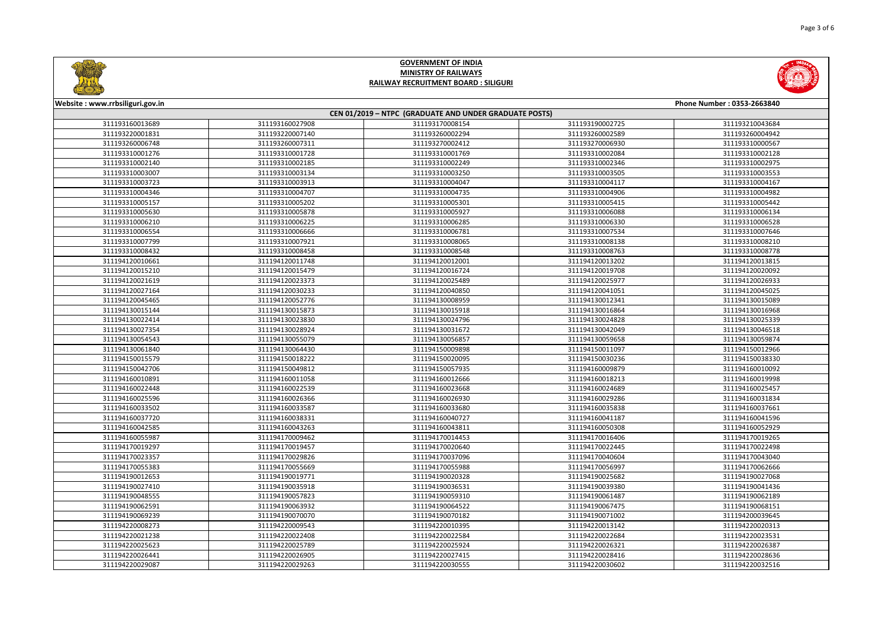# GOVERNMENT OF INDIA
## MINISTRY OF RAILWAYS
## RAILWAY RECRUITMENT BOARD : SILIGURI

Website : www.rrbsiliguri.gov.in | Phone Number : 0353-2663840

**CEN 01/2019 – NTPC (GRADUATE AND UNDER GRADUATE POSTS)**

| | | | | |
|---|---|---|---|---|
| 311193160013689 | 311193160027908 | 311193170008154 | 311193190002725 | 311193210043684 |
| 311193220001831 | 311193220007140 | 311193260002294 | 311193260002589 | 311193260004942 |
| 311193260006748 | 311193260007311 | 311193270002412 | 311193270006930 | 311193310000567 |
| 311193310001276 | 311193310001728 | 311193310001769 | 311193310002084 | 311193310002128 |
| 311193310002140 | 311193310002185 | 311193310002249 | 311193310002346 | 311193310002975 |
| 311193310003007 | 311193310003134 | 311193310003250 | 311193310003505 | 311193310003553 |
| 311193310003723 | 311193310003913 | 311193310004047 | 311193310004117 | 311193310004167 |
| 311193310004346 | 311193310004707 | 311193310004735 | 311193310004906 | 311193310004982 |
| 311193310005157 | 311193310005202 | 311193310005301 | 311193310005415 | 311193310005442 |
| 311193310005630 | 311193310005878 | 311193310005927 | 311193310006088 | 311193310006134 |
| 311193310006210 | 311193310006225 | 311193310006285 | 311193310006330 | 311193310006528 |
| 311193310006554 | 311193310006666 | 311193310006781 | 311193310007534 | 311193310007646 |
| 311193310007799 | 311193310007921 | 311193310008065 | 311193310008138 | 311193310008210 |
| 311193310008432 | 311193310008458 | 311193310008548 | 311193310008763 | 311193310008778 |
| 311194120010661 | 311194120011748 | 311194120012001 | 311194120013202 | 311194120013815 |
| 311194120015210 | 311194120015479 | 311194120016724 | 311194120019708 | 311194120020092 |
| 311194120021619 | 311194120023373 | 311194120025489 | 311194120025977 | 311194120026933 |
| 311194120027164 | 311194120030233 | 311194120040850 | 311194120041051 | 311194120045025 |
| 311194120045465 | 311194120052776 | 311194130008959 | 311194130012341 | 311194130015089 |
| 311194130015144 | 311194130015873 | 311194130015918 | 311194130016864 | 311194130016968 |
| 311194130022414 | 311194130023830 | 311194130024796 | 311194130024828 | 311194130025339 |
| 311194130027354 | 311194130028924 | 311194130031672 | 311194130042049 | 311194130046518 |
| 311194130054543 | 311194130055079 | 311194130056857 | 311194130059658 | 311194130059874 |
| 311194130061840 | 311194130064430 | 311194150009898 | 311194150011097 | 311194150012966 |
| 311194150015579 | 311194150018222 | 311194150020095 | 311194150030236 | 311194150038330 |
| 311194150042706 | 311194150049812 | 311194150057935 | 311194160009879 | 311194160010092 |
| 311194160010891 | 311194160011058 | 311194160012666 | 311194160018213 | 311194160019998 |
| 311194160022448 | 311194160022539 | 311194160023668 | 311194160024689 | 311194160025457 |
| 311194160025596 | 311194160026366 | 311194160026930 | 311194160029286 | 311194160031834 |
| 311194160033502 | 311194160033587 | 311194160033680 | 311194160035838 | 311194160037661 |
| 311194160037720 | 311194160038331 | 311194160040727 | 311194160041187 | 311194160041596 |
| 311194160042585 | 311194160043263 | 311194160043811 | 311194160050308 | 311194160052929 |
| 311194160055987 | 311194170009462 | 311194170014453 | 311194170016406 | 311194170019265 |
| 311194170019297 | 311194170019457 | 311194170020640 | 311194170022445 | 311194170022498 |
| 311194170023357 | 311194170029826 | 311194170037096 | 311194170040604 | 311194170043040 |
| 311194170055383 | 311194170055669 | 311194170055988 | 311194170056997 | 311194170062666 |
| 311194190012653 | 311194190019771 | 311194190020328 | 311194190025682 | 311194190027068 |
| 311194190027410 | 311194190035918 | 311194190036531 | 311194190039380 | 311194190041436 |
| 311194190048555 | 311194190057823 | 311194190059310 | 311194190061487 | 311194190062189 |
| 311194190062591 | 311194190063932 | 311194190064522 | 311194190067475 | 311194190068151 |
| 311194190069239 | 311194190070070 | 311194190070182 | 311194190071002 | 311194200039645 |
| 311194220008273 | 311194220009543 | 311194220010395 | 311194220013142 | 311194220020313 |
| 311194220021238 | 311194220022408 | 311194220022584 | 311194220022684 | 311194220023531 |
| 311194220025623 | 311194220025789 | 311194220025924 | 311194220026321 | 311194220026387 |
| 311194220026441 | 311194220026905 | 311194220027415 | 311194220028416 | 311194220028636 |
| 311194220029087 | 311194220029263 | 311194220030555 | 311194220030602 | 311194220032516 |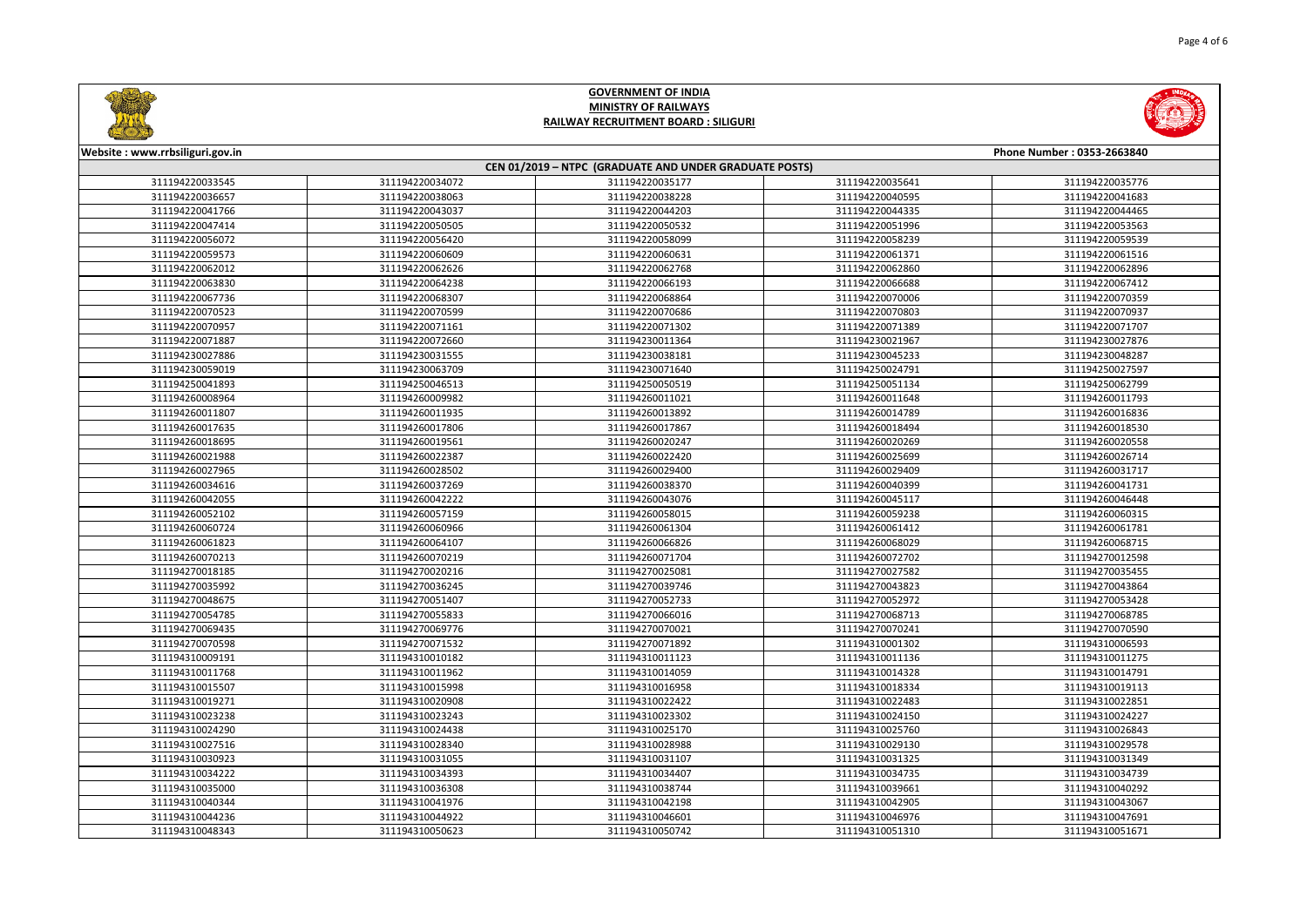# GOVERNMENT OF INDIA
## MINISTRY OF RAILWAYS
## RAILWAY RECRUITMENT BOARD : SILIGURI

Website : www.rrbsiliguri.gov.in

Phone Number : 0353-2663840

| CEN 01/2019 – NTPC (GRADUATE AND UNDER GRADUATE POSTS) | | | | |
|---|---|---|---|---|
| 311194220033545 | 311194220034072 | 311194220035177 | 311194220035641 | 311194220035776 |
| 311194220036657 | 311194220038063 | 311194220038228 | 311194220040595 | 311194220041683 |
| 311194220041766 | 311194220043037 | 311194220044203 | 311194220044335 | 311194220044465 |
| 311194220047414 | 311194220050505 | 311194220050532 | 311194220051996 | 311194220053563 |
| 311194220056072 | 311194220056420 | 311194220058099 | 311194220058239 | 311194220059539 |
| 311194220059573 | 311194220060609 | 311194220060631 | 311194220061371 | 311194220061516 |
| 311194220062012 | 311194220062626 | 311194220062768 | 311194220062860 | 311194220062896 |
| 311194220063830 | 311194220064238 | 311194220066193 | 311194220066688 | 311194220067412 |
| 311194220067736 | 311194220068307 | 311194220068864 | 311194220070006 | 311194220070359 |
| 311194220070523 | 311194220070599 | 311194220070686 | 311194220070803 | 311194220070937 |
| 311194220070957 | 311194220071161 | 311194220071302 | 311194220071389 | 311194220071707 |
| 311194220071887 | 311194220072660 | 311194230011364 | 311194230021967 | 311194230027876 |
| 311194230027886 | 311194230031555 | 311194230038181 | 311194230045233 | 311194230048287 |
| 311194230059019 | 311194230063709 | 311194230071640 | 311194250024791 | 311194250027597 |
| 311194250041893 | 311194250046513 | 311194250050519 | 311194250051134 | 311194250062799 |
| 311194260008964 | 311194260009982 | 311194260011021 | 311194260011648 | 311194260011793 |
| 311194260011807 | 311194260011935 | 311194260013892 | 311194260014789 | 311194260016836 |
| 311194260017635 | 311194260017806 | 311194260017867 | 311194260018494 | 311194260018530 |
| 311194260018695 | 311194260019561 | 311194260020247 | 311194260020269 | 311194260020558 |
| 311194260021988 | 311194260022387 | 311194260022420 | 311194260025699 | 311194260026714 |
| 311194260027965 | 311194260028502 | 311194260029400 | 311194260029409 | 311194260031717 |
| 311194260034616 | 311194260037269 | 311194260038370 | 311194260040399 | 311194260041731 |
| 311194260042055 | 311194260042222 | 311194260043076 | 311194260045117 | 311194260046448 |
| 311194260052102 | 311194260057159 | 311194260058015 | 311194260059238 | 311194260060315 |
| 311194260060724 | 311194260060966 | 311194260061304 | 311194260061412 | 311194260061781 |
| 311194260061823 | 311194260064107 | 311194260066826 | 311194260068029 | 311194260068715 |
| 311194260070213 | 311194260070219 | 311194260071704 | 311194260072702 | 311194270012598 |
| 311194270018185 | 311194270020216 | 311194270025081 | 311194270027582 | 311194270035455 |
| 311194270035992 | 311194270036245 | 311194270039746 | 311194270043823 | 311194270043864 |
| 311194270048675 | 311194270051407 | 311194270052733 | 311194270052972 | 311194270053428 |
| 311194270054785 | 311194270055833 | 311194270066016 | 311194270068713 | 311194270068785 |
| 311194270069435 | 311194270069776 | 311194270070021 | 311194270070241 | 311194270070590 |
| 311194270070598 | 311194270071532 | 311194270071892 | 311194310001302 | 311194310006593 |
| 311194310009191 | 311194310010182 | 311194310011123 | 311194310011136 | 311194310011275 |
| 311194310011768 | 311194310011962 | 311194310014059 | 311194310014328 | 311194310014791 |
| 311194310015507 | 311194310015998 | 311194310016958 | 311194310018334 | 311194310019113 |
| 311194310019271 | 311194310020908 | 311194310022422 | 311194310022483 | 311194310022851 |
| 311194310023238 | 311194310023243 | 311194310023302 | 311194310024150 | 311194310024227 |
| 311194310024290 | 311194310024438 | 311194310025170 | 311194310025760 | 311194310026843 |
| 311194310027516 | 311194310028340 | 311194310028988 | 311194310029130 | 311194310029578 |
| 311194310030923 | 311194310031055 | 311194310031107 | 311194310031325 | 311194310031349 |
| 311194310034222 | 311194310034393 | 311194310034407 | 311194310034735 | 311194310034739 |
| 311194310035000 | 311194310036308 | 311194310038744 | 311194310039661 | 311194310040292 |
| 311194310040344 | 311194310041976 | 311194310042198 | 311194310042905 | 311194310043067 |
| 311194310044236 | 311194310044922 | 311194310046601 | 311194310046976 | 311194310047691 |
| 311194310048343 | 311194310050623 | 311194310050742 | 311194310051310 | 311194310051671 |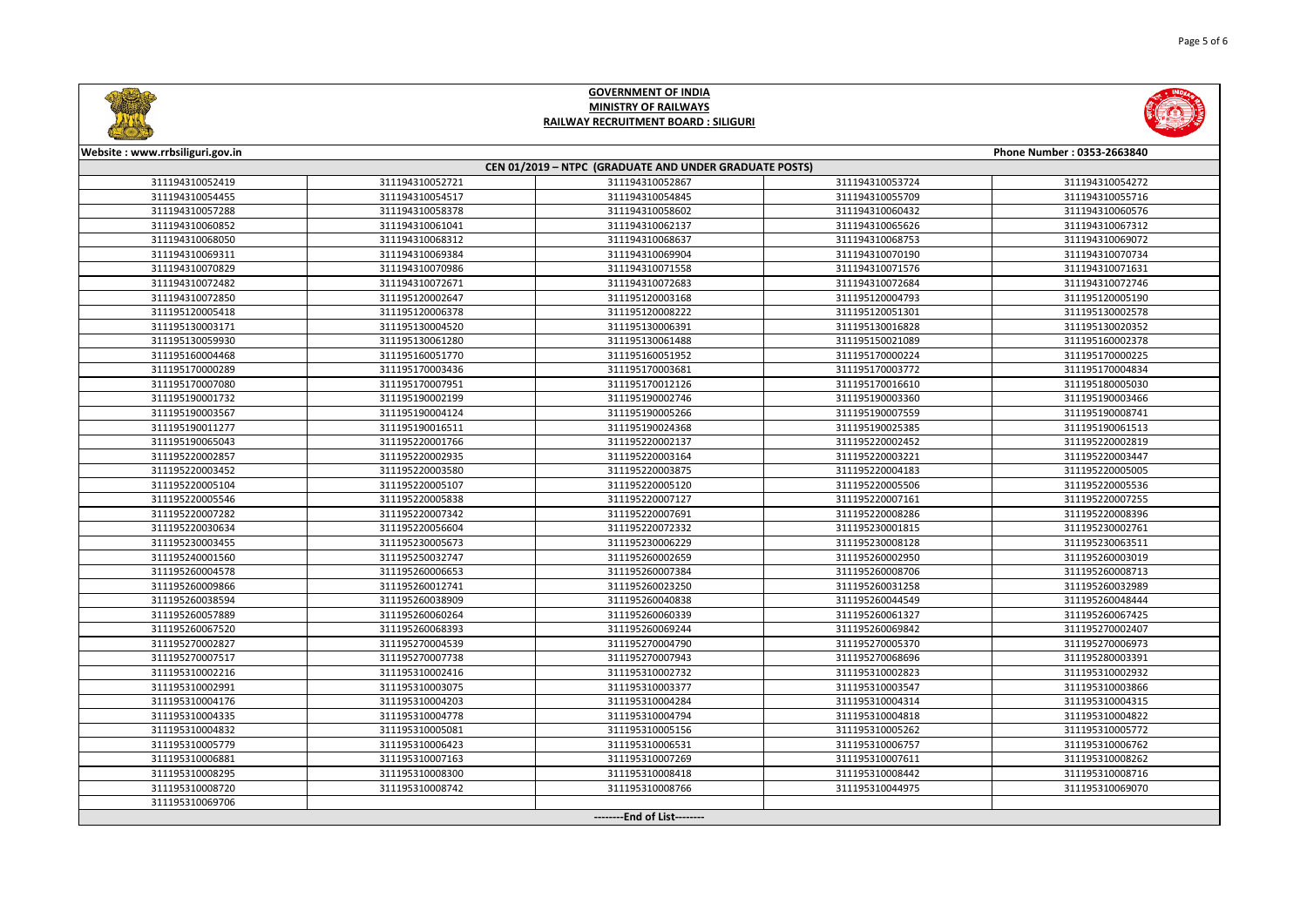# GOVERNMENT OF INDIA
## MINISTRY OF RAILWAYS
## RAILWAY RECRUITMENT BOARD : SILIGURI

Website : www.rrbsiliguri.gov.in | Phone Number : 0353-2663840

**CEN 01/2019 – NTPC (GRADUATE AND UNDER GRADUATE POSTS)**

| | | | | |
|---|---|---|---|---|
| 311194310052419 | 311194310052721 | 311194310052867 | 311194310053724 | 311194310054272 |
| 311194310054455 | 311194310054517 | 311194310054845 | 311194310055709 | 311194310055716 |
| 311194310057288 | 311194310058378 | 311194310058602 | 311194310060432 | 311194310060576 |
| 311194310060852 | 311194310061041 | 311194310062137 | 311194310065626 | 311194310067312 |
| 311194310068050 | 311194310068312 | 311194310068637 | 311194310068753 | 311194310069072 |
| 311194310069311 | 311194310069384 | 311194310069904 | 311194310070190 | 311194310070734 |
| 311194310070829 | 311194310070986 | 311194310071558 | 311194310071576 | 311194310071631 |
| 311194310072482 | 311194310072671 | 311194310072683 | 311194310072684 | 311194310072746 |
| 311194310072850 | 311195120002647 | 311195120003168 | 311195120004793 | 311195120005190 |
| 311195120005418 | 311195120006378 | 311195120008222 | 311195120051301 | 311195130002578 |
| 311195130003171 | 311195130004520 | 311195130006391 | 311195130016828 | 311195130020352 |
| 311195130059930 | 311195130061280 | 311195130061488 | 311195150021089 | 311195160002378 |
| 311195160004468 | 311195160051770 | 311195160051952 | 311195170000224 | 311195170000225 |
| 311195170000289 | 311195170003436 | 311195170003681 | 311195170003772 | 311195170004834 |
| 311195170007080 | 311195170007951 | 311195170012126 | 311195170016610 | 311195180005030 |
| 311195190001732 | 311195190002199 | 311195190002746 | 311195190003360 | 311195190003466 |
| 311195190003567 | 311195190004124 | 311195190005266 | 311195190007559 | 311195190008741 |
| 311195190011277 | 311195190016511 | 311195190024368 | 311195190025385 | 311195190061513 |
| 311195190065043 | 311195220001766 | 311195220002137 | 311195220002452 | 311195220002819 |
| 311195220002857 | 311195220002935 | 311195220003164 | 311195220003221 | 311195220003447 |
| 311195220003452 | 311195220003580 | 311195220003875 | 311195220004183 | 311195220005005 |
| 311195220005104 | 311195220005107 | 311195220005120 | 311195220005506 | 311195220005536 |
| 311195220005546 | 311195220005838 | 311195220007127 | 311195220007161 | 311195220007255 |
| 311195220007282 | 311195220007342 | 311195220007691 | 311195220008286 | 311195220008396 |
| 311195220030634 | 311195220056604 | 311195220072332 | 311195230001815 | 311195230002761 |
| 311195230003455 | 311195230005673 | 311195230006229 | 311195230008128 | 311195230063511 |
| 311195240001560 | 311195250032747 | 311195260002659 | 311195260002950 | 311195260003019 |
| 311195260004578 | 311195260006653 | 311195260007384 | 311195260008706 | 311195260008713 |
| 311195260009866 | 311195260012741 | 311195260023250 | 311195260031258 | 311195260032989 |
| 311195260038594 | 311195260038909 | 311195260040838 | 311195260044549 | 311195260048444 |
| 311195260057889 | 311195260060264 | 311195260060339 | 311195260061327 | 311195260067425 |
| 311195260067520 | 311195260068393 | 311195260069244 | 311195260069842 | 311195270002407 |
| 311195270002827 | 311195270004539 | 311195270004790 | 311195270005370 | 311195270006973 |
| 311195270007517 | 311195270007738 | 311195270007943 | 311195270068696 | 311195280003391 |
| 311195310002216 | 311195310002416 | 311195310002732 | 311195310002823 | 311195310002932 |
| 311195310002991 | 311195310003075 | 311195310003377 | 311195310003547 | 311195310003866 |
| 311195310004176 | 311195310004203 | 311195310004284 | 311195310004314 | 311195310004315 |
| 311195310004335 | 311195310004778 | 311195310004794 | 311195310004818 | 311195310004822 |
| 311195310004832 | 311195310005081 | 311195310005156 | 311195310005262 | 311195310005772 |
| 311195310005779 | 311195310006423 | 311195310006531 | 311195310006757 | 311195310006762 |
| 311195310006881 | 311195310007163 | 311195310007269 | 311195310007611 | 311195310008262 |
| 311195310008295 | 311195310008300 | 311195310008418 | 311195310008442 | 311195310008716 |
| 311195310008720 | 311195310008742 | 311195310008766 | 311195310044975 | 311195310069070 |
| 311195310069706 | | | | |

--------End of List--------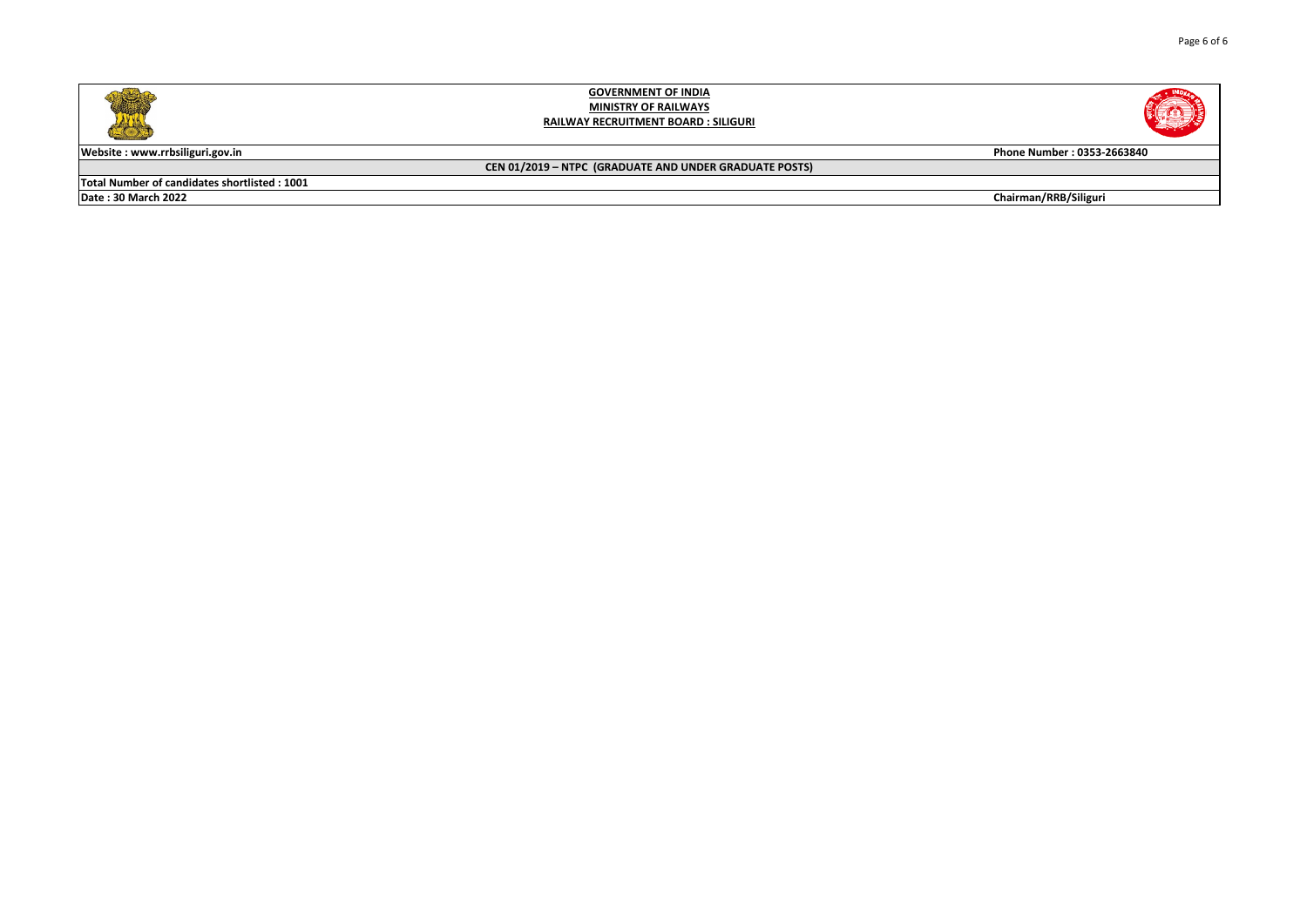**GOVERNMENT OF INDIA**
**MINISTRY OF RAILWAYS**
**RAILWAY RECRUITMENT BOARD : SILIGURI**

**Website : www.rrbsiliguri.gov.in** | **Phone Number : 0353-2663840**

**CEN 01/2019 – NTPC (GRADUATE AND UNDER GRADUATE POSTS)**

**Total Number of candidates shortlisted : 1001**

**Date : 30 March 2022**

**Chairman/RRB/Siliguri**